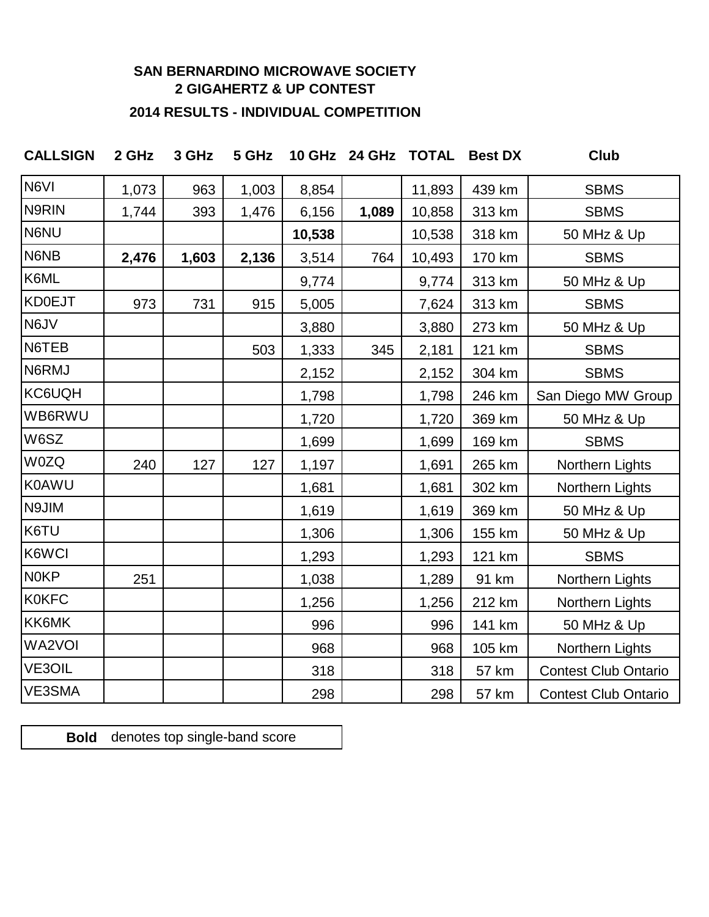**SAN BERNARDINO MICROWAVE SOCIETY**
**2 GIGAHERTZ & UP CONTEST**

**2014 RESULTS - INDIVIDUAL COMPETITION**

| CALLSIGN | 2 GHz | 3 GHz | 5 GHz | 10 GHz | 24 GHz | TOTAL | Best DX | Club |
|---|---|---|---|---|---|---|---|---|
| N6VI | 1,073 | 963 | 1,003 | 8,854 | | 11,893 | 439 km | SBMS |
| N9RIN | 1,744 | 393 | 1,476 | 6,156 | **1,089** | 10,858 | 313 km | SBMS |
| N6NU | | | | **10,538** | | 10,538 | 318 km | 50 MHz & Up |
| N6NB | **2,476** | **1,603** | **2,136** | 3,514 | 764 | 10,493 | 170 km | SBMS |
| K6ML | | | | 9,774 | | 9,774 | 313 km | 50 MHz & Up |
| KD0EJT | 973 | 731 | 915 | 5,005 | | 7,624 | 313 km | SBMS |
| N6JV | | | | 3,880 | | 3,880 | 273 km | 50 MHz & Up |
| N6TEB | | | 503 | 1,333 | 345 | 2,181 | 121 km | SBMS |
| N6RMJ | | | | 2,152 | | 2,152 | 304 km | SBMS |
| KC6UQH | | | | 1,798 | | 1,798 | 246 km | San Diego MW Group |
| WB6RWU | | | | 1,720 | | 1,720 | 369 km | 50 MHz & Up |
| W6SZ | | | | 1,699 | | 1,699 | 169 km | SBMS |
| W0ZQ | 240 | 127 | 127 | 1,197 | | 1,691 | 265 km | Northern Lights |
| K0AWU | | | | 1,681 | | 1,681 | 302 km | Northern Lights |
| N9JIM | | | | 1,619 | | 1,619 | 369 km | 50 MHz & Up |
| K6TU | | | | 1,306 | | 1,306 | 155 km | 50 MHz & Up |
| K6WCI | | | | 1,293 | | 1,293 | 121 km | SBMS |
| N0KP | 251 | | | 1,038 | | 1,289 | 91 km | Northern Lights |
| K0KFC | | | | 1,256 | | 1,256 | 212 km | Northern Lights |
| KK6MK | | | | 996 | | 996 | 141 km | 50 MHz & Up |
| WA2VOI | | | | 968 | | 968 | 105 km | Northern Lights |
| VE3OIL | | | | 318 | | 318 | 57 km | Contest Club Ontario |
| VE3SMA | | | | 298 | | 298 | 57 km | Contest Club Ontario |

**Bold** denotes top single-band score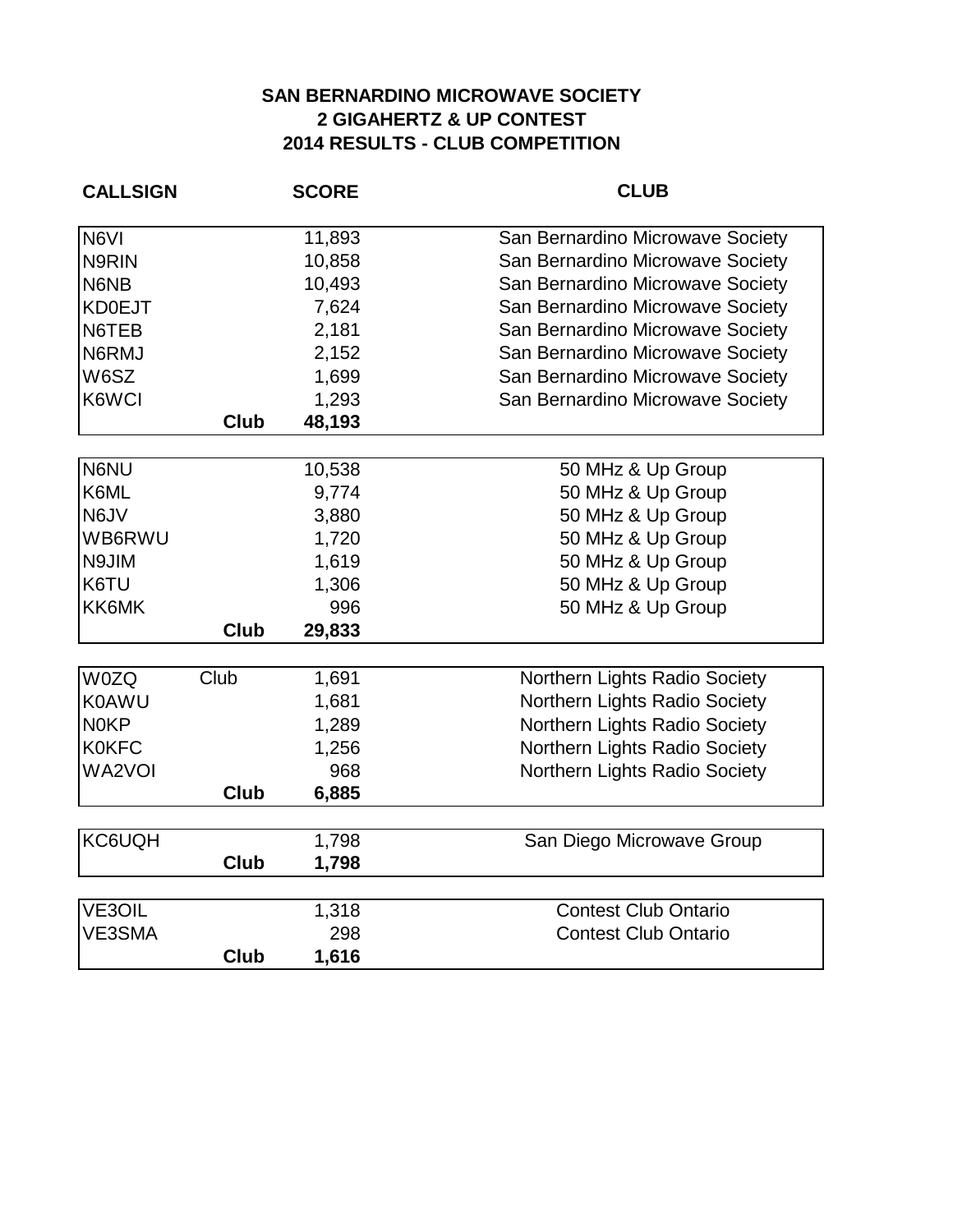# SAN BERNARDINO MICROWAVE SOCIETY
## 2 GIGAHERTZ & UP CONTEST
## 2014 RESULTS - CLUB COMPETITION

| CALLSIGN | | SCORE | CLUB |
|---|---|---|---|
| N6VI | | 11,893 | San Bernardino Microwave Society |
| N9RIN | | 10,858 | San Bernardino Microwave Society |
| N6NB | | 10,493 | San Bernardino Microwave Society |
| KD0EJT | | 7,624 | San Bernardino Microwave Society |
| N6TEB | | 2,181 | San Bernardino Microwave Society |
| N6RMJ | | 2,152 | San Bernardino Microwave Society |
| W6SZ | | 1,699 | San Bernardino Microwave Society |
| K6WCI | | 1,293 | San Bernardino Microwave Society |
| | **Club** | **48,193** | |
| N6NU | | 10,538 | 50 MHz & Up Group |
| K6ML | | 9,774 | 50 MHz & Up Group |
| N6JV | | 3,880 | 50 MHz & Up Group |
| WB6RWU | | 1,720 | 50 MHz & Up Group |
| N9JIM | | 1,619 | 50 MHz & Up Group |
| K6TU | | 1,306 | 50 MHz & Up Group |
| KK6MK | | 996 | 50 MHz & Up Group |
| | **Club** | **29,833** | |
| W0ZQ | Club | 1,691 | Northern Lights Radio Society |
| K0AWU | | 1,681 | Northern Lights Radio Society |
| N0KP | | 1,289 | Northern Lights Radio Society |
| K0KFC | | 1,256 | Northern Lights Radio Society |
| WA2VOI | | 968 | Northern Lights Radio Society |
| | **Club** | **6,885** | |
| KC6UQH | | 1,798 | San Diego Microwave Group |
| | **Club** | **1,798** | |
| VE3OIL | | 1,318 | Contest Club Ontario |
| VE3SMA | | 298 | Contest Club Ontario |
| | **Club** | **1,616** | |